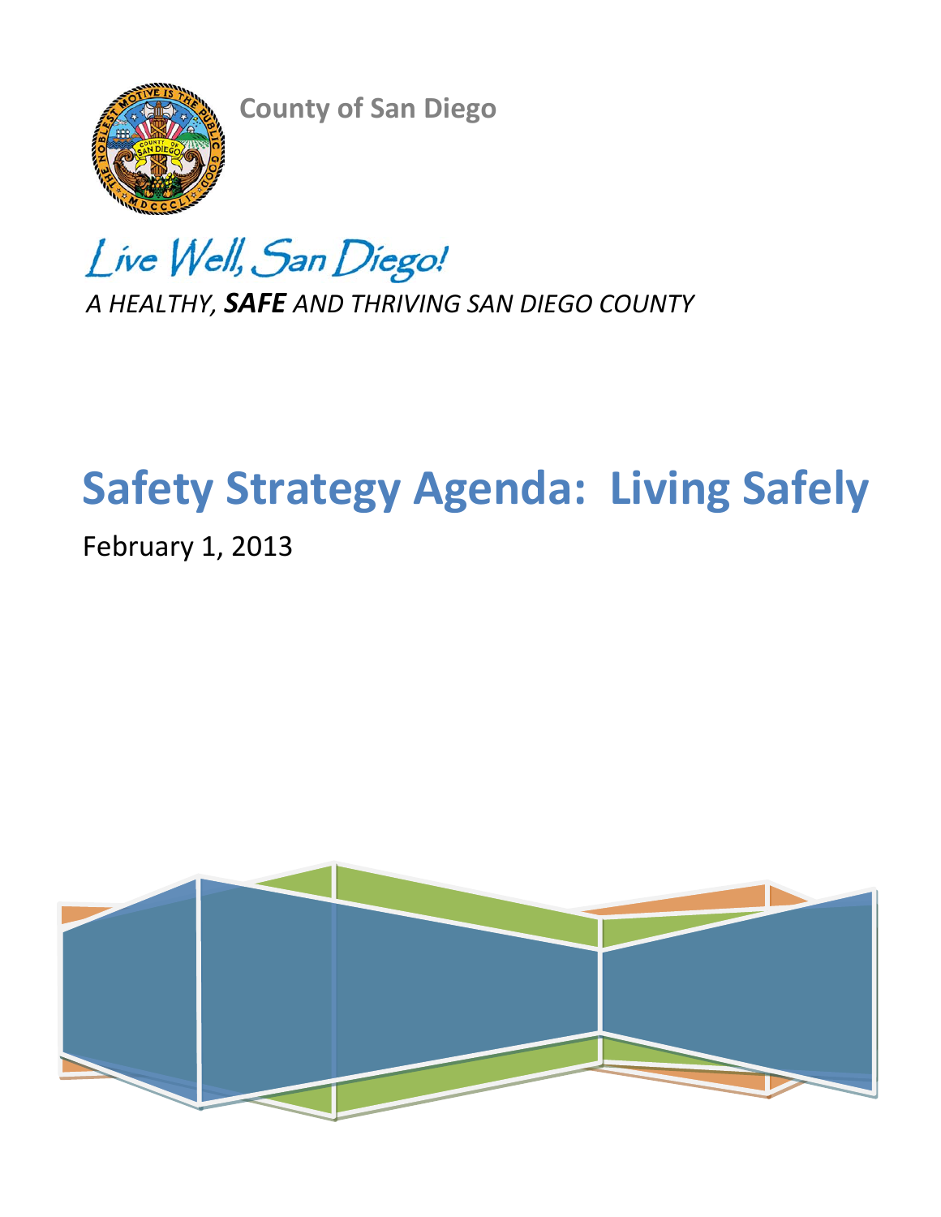County of San Diego

*Live Well, San Diego!*

*A HEALTHY, **SAFE** AND THRIVING SAN DIEGO COUNTY*

# Safety Strategy Agenda: Living Safely

February 1, 2013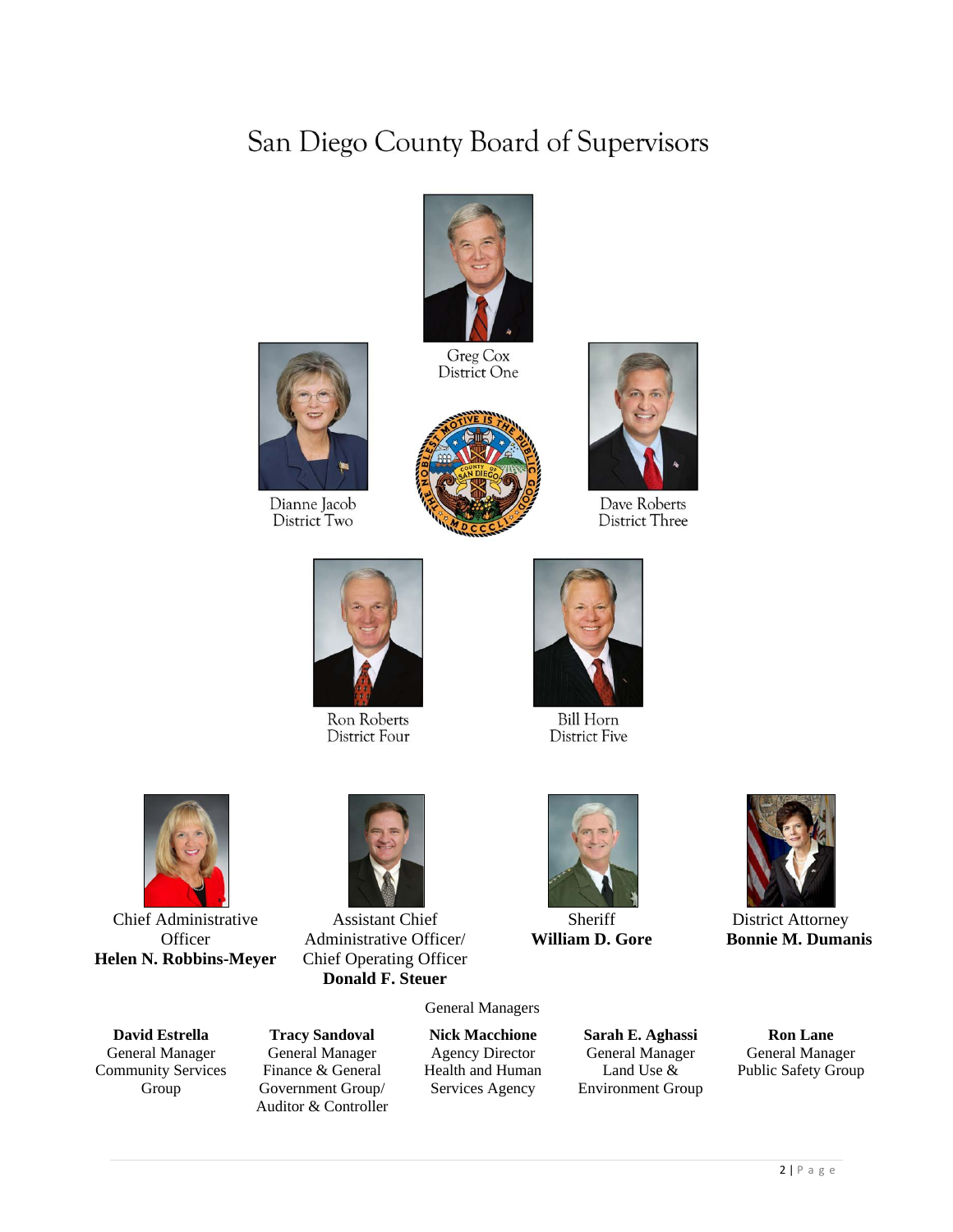# San Diego County Board of Supervisors

Greg Cox
District One

Dianne Jacob
District Two

Dave Roberts
District Three

Ron Roberts
District Four

Bill Horn
District Five

Chief Administrative Officer
**Helen N. Robbins-Meyer**

Assistant Chief Administrative Officer/ Chief Operating Officer
**Donald F. Steuer**

Sheriff
**William D. Gore**

District Attorney
**Bonnie M. Dumanis**

General Managers

**David Estrella**
General Manager
Community Services Group

**Tracy Sandoval**
General Manager
Finance & General Government Group/ Auditor & Controller

**Nick Macchione**
Agency Director
Health and Human Services Agency

**Sarah E. Aghassi**
General Manager
Land Use & Environment Group

**Ron Lane**
General Manager
Public Safety Group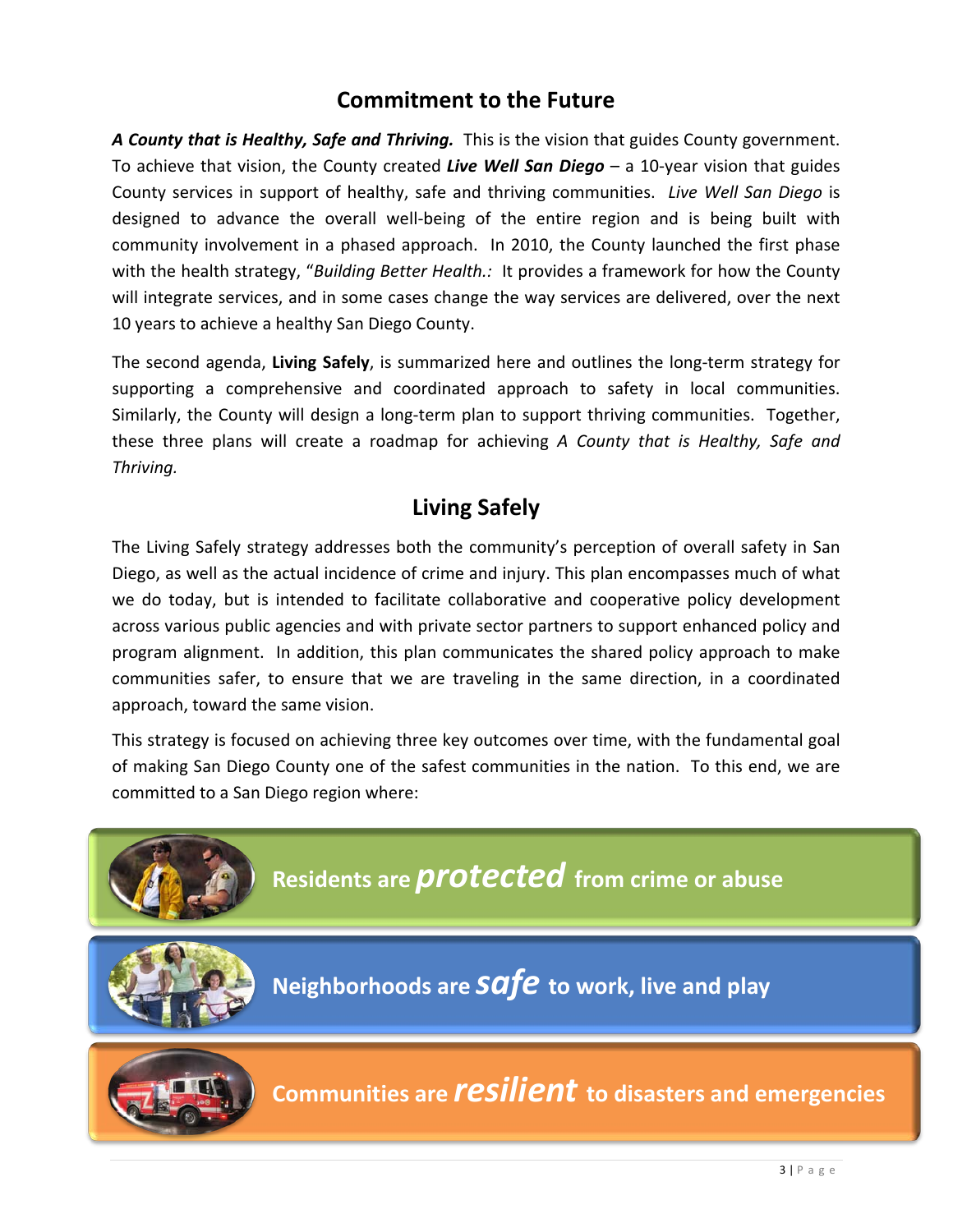## Commitment to the Future

***A County that is Healthy, Safe and Thriving.*** This is the vision that guides County government. To achieve that vision, the County created ***Live Well San Diego*** – a 10-year vision that guides County services in support of healthy, safe and thriving communities. *Live Well San Diego* is designed to advance the overall well-being of the entire region and is being built with community involvement in a phased approach. In 2010, the County launched the first phase with the health strategy, "*Building Better Health.:* It provides a framework for how the County will integrate services, and in some cases change the way services are delivered, over the next 10 years to achieve a healthy San Diego County.

The second agenda, **Living Safely**, is summarized here and outlines the long-term strategy for supporting a comprehensive and coordinated approach to safety in local communities. Similarly, the County will design a long-term plan to support thriving communities. Together, these three plans will create a roadmap for achieving *A County that is Healthy, Safe and Thriving.*

## Living Safely

The Living Safely strategy addresses both the community's perception of overall safety in San Diego, as well as the actual incidence of crime and injury. This plan encompasses much of what we do today, but is intended to facilitate collaborative and cooperative policy development across various public agencies and with private sector partners to support enhanced policy and program alignment. In addition, this plan communicates the shared policy approach to make communities safer, to ensure that we are traveling in the same direction, in a coordinated approach, toward the same vision.

This strategy is focused on achieving three key outcomes over time, with the fundamental goal of making San Diego County one of the safest communities in the nation. To this end, we are committed to a San Diego region where:

**Residents are *protected* from crime or abuse**

**Neighborhoods are *safe* to work, live and play**

**Communities are *resilient* to disasters and emergencies**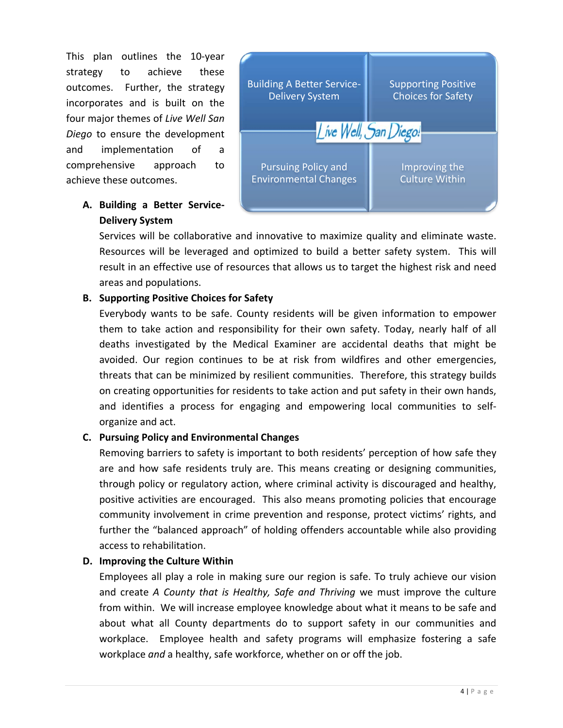This plan outlines the 10-year strategy to achieve these outcomes. Further, the strategy incorporates and is built on the four major themes of *Live Well San Diego* to ensure the development and implementation of a comprehensive approach to achieve these outcomes.

Building A Better Service-Delivery System

Supporting Positive Choices for Safety

Live Well, San Diego!

Pursuing Policy and Environmental Changes

Improving the Culture Within

**A. Building a Better Service-Delivery System**

Services will be collaborative and innovative to maximize quality and eliminate waste. Resources will be leveraged and optimized to build a better safety system. This will result in an effective use of resources that allows us to target the highest risk and need areas and populations.

**B. Supporting Positive Choices for Safety**

Everybody wants to be safe. County residents will be given information to empower them to take action and responsibility for their own safety. Today, nearly half of all deaths investigated by the Medical Examiner are accidental deaths that might be avoided. Our region continues to be at risk from wildfires and other emergencies, threats that can be minimized by resilient communities. Therefore, this strategy builds on creating opportunities for residents to take action and put safety in their own hands, and identifies a process for engaging and empowering local communities to self-organize and act.

**C. Pursuing Policy and Environmental Changes**

Removing barriers to safety is important to both residents' perception of how safe they are and how safe residents truly are. This means creating or designing communities, through policy or regulatory action, where criminal activity is discouraged and healthy, positive activities are encouraged. This also means promoting policies that encourage community involvement in crime prevention and response, protect victims' rights, and further the "balanced approach" of holding offenders accountable while also providing access to rehabilitation.

**D. Improving the Culture Within**

Employees all play a role in making sure our region is safe. To truly achieve our vision and create *A County that is Healthy, Safe and Thriving* we must improve the culture from within. We will increase employee knowledge about what it means to be safe and about what all County departments do to support safety in our communities and workplace. Employee health and safety programs will emphasize fostering a safe workplace *and* a healthy, safe workforce, whether on or off the job.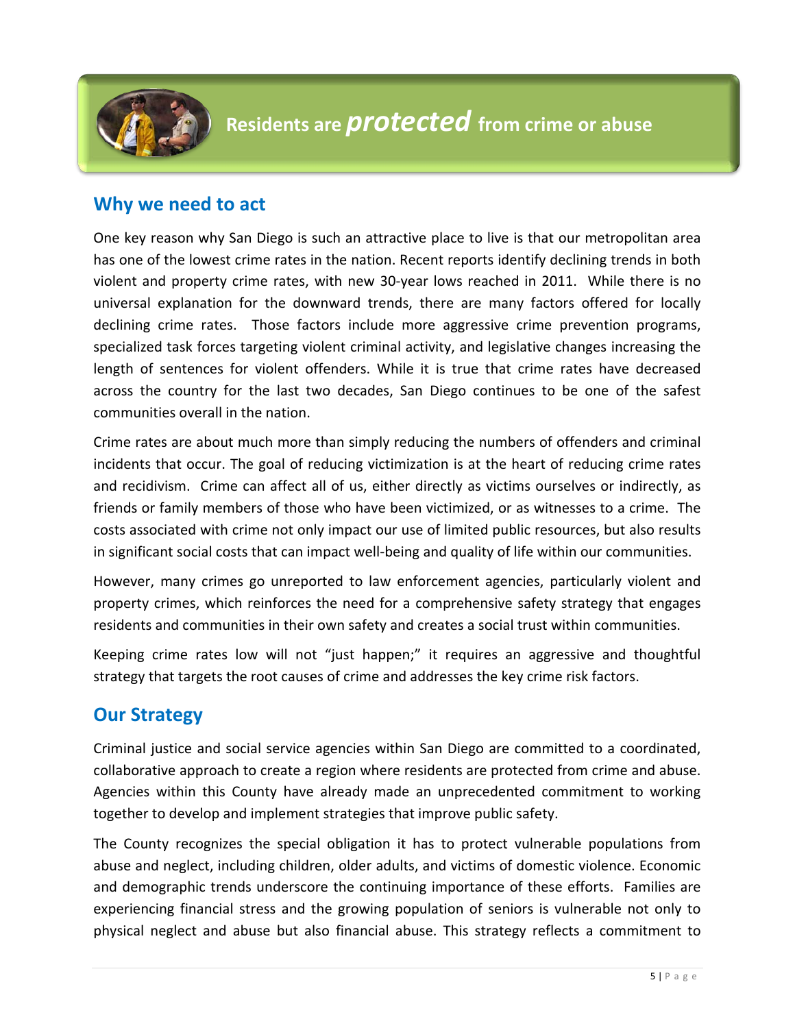# Residents are *protected* from crime or abuse

## Why we need to act

One key reason why San Diego is such an attractive place to live is that our metropolitan area has one of the lowest crime rates in the nation. Recent reports identify declining trends in both violent and property crime rates, with new 30-year lows reached in 2011. While there is no universal explanation for the downward trends, there are many factors offered for locally declining crime rates. Those factors include more aggressive crime prevention programs, specialized task forces targeting violent criminal activity, and legislative changes increasing the length of sentences for violent offenders. While it is true that crime rates have decreased across the country for the last two decades, San Diego continues to be one of the safest communities overall in the nation.

Crime rates are about much more than simply reducing the numbers of offenders and criminal incidents that occur. The goal of reducing victimization is at the heart of reducing crime rates and recidivism. Crime can affect all of us, either directly as victims ourselves or indirectly, as friends or family members of those who have been victimized, or as witnesses to a crime. The costs associated with crime not only impact our use of limited public resources, but also results in significant social costs that can impact well-being and quality of life within our communities.

However, many crimes go unreported to law enforcement agencies, particularly violent and property crimes, which reinforces the need for a comprehensive safety strategy that engages residents and communities in their own safety and creates a social trust within communities.

Keeping crime rates low will not "just happen;" it requires an aggressive and thoughtful strategy that targets the root causes of crime and addresses the key crime risk factors.

## Our Strategy

Criminal justice and social service agencies within San Diego are committed to a coordinated, collaborative approach to create a region where residents are protected from crime and abuse. Agencies within this County have already made an unprecedented commitment to working together to develop and implement strategies that improve public safety.

The County recognizes the special obligation it has to protect vulnerable populations from abuse and neglect, including children, older adults, and victims of domestic violence. Economic and demographic trends underscore the continuing importance of these efforts. Families are experiencing financial stress and the growing population of seniors is vulnerable not only to physical neglect and abuse but also financial abuse. This strategy reflects a commitment to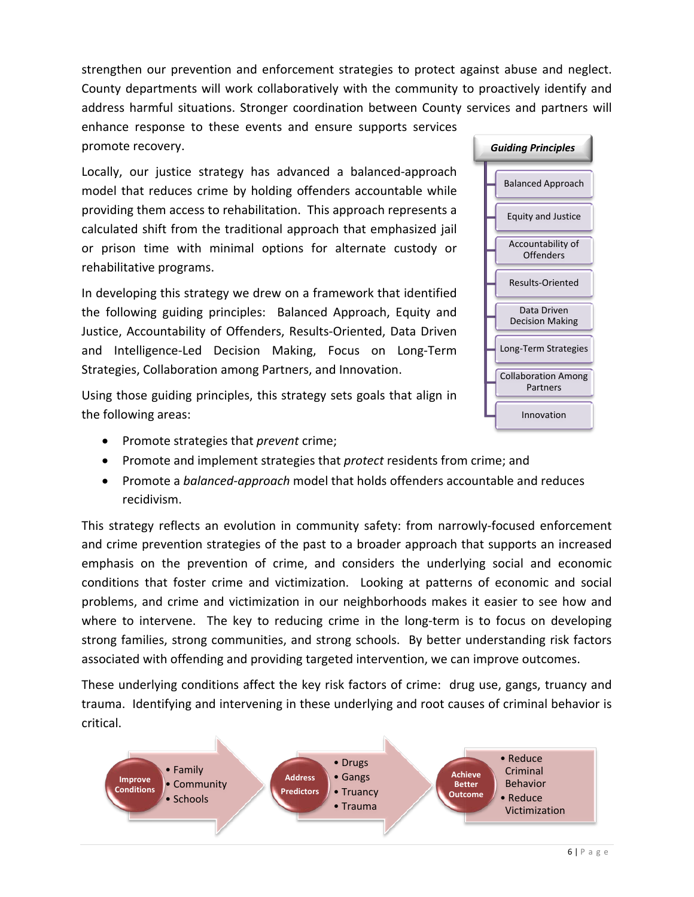strengthen our prevention and enforcement strategies to protect against abuse and neglect. County departments will work collaboratively with the community to proactively identify and address harmful situations. Stronger coordination between County services and partners will enhance response to these events and ensure supports services promote recovery.

Locally, our justice strategy has advanced a balanced-approach model that reduces crime by holding offenders accountable while providing them access to rehabilitation. This approach represents a calculated shift from the traditional approach that emphasized jail or prison time with minimal options for alternate custody or rehabilitative programs.

In developing this strategy we drew on a framework that identified the following guiding principles: Balanced Approach, Equity and Justice, Accountability of Offenders, Results-Oriented, Data Driven and Intelligence-Led Decision Making, Focus on Long-Term Strategies, Collaboration among Partners, and Innovation.

***Guiding Principles***

- Balanced Approach
- Equity and Justice
- Accountability of Offenders
- Results-Oriented
- Data Driven Decision Making
- Long-Term Strategies
- Collaboration Among Partners
- Innovation

Using those guiding principles, this strategy sets goals that align in the following areas:

- Promote strategies that *prevent* crime;
- Promote and implement strategies that *protect* residents from crime; and
- Promote a *balanced-approach* model that holds offenders accountable and reduces recidivism.

This strategy reflects an evolution in community safety: from narrowly-focused enforcement and crime prevention strategies of the past to a broader approach that supports an increased emphasis on the prevention of crime, and considers the underlying social and economic conditions that foster crime and victimization. Looking at patterns of economic and social problems, and crime and victimization in our neighborhoods makes it easier to see how and where to intervene. The key to reducing crime in the long-term is to focus on developing strong families, strong communities, and strong schools. By better understanding risk factors associated with offending and providing targeted intervention, we can improve outcomes.

These underlying conditions affect the key risk factors of crime: drug use, gangs, truancy and trauma. Identifying and intervening in these underlying and root causes of criminal behavior is critical.

**Improve Conditions**
- Family
- Community
- Schools

**Address Predictors**
- Drugs
- Gangs
- Truancy
- Trauma

**Achieve Better Outcome**
- Reduce Criminal Behavior
- Reduce Victimization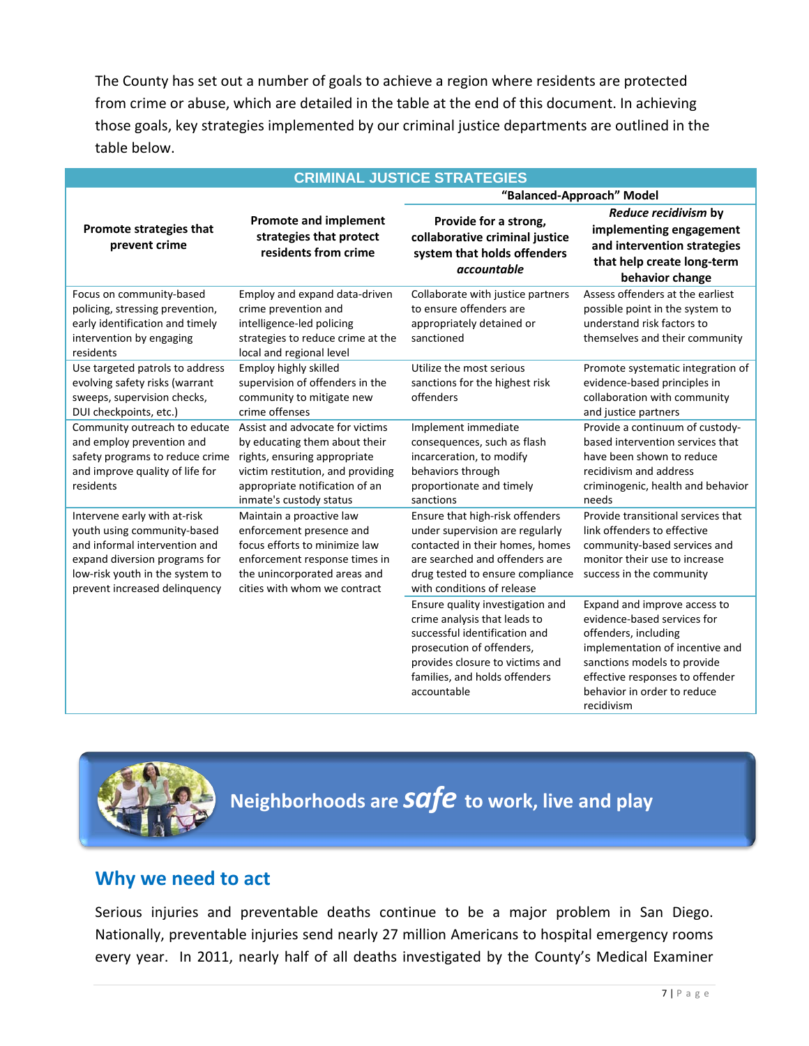The County has set out a number of goals to achieve a region where residents are protected from crime or abuse, which are detailed in the table at the end of this document. In achieving those goals, key strategies implemented by our criminal justice departments are outlined in the table below.

| CRIMINAL JUSTICE STRATEGIES | | | |
|---|---|---|---|
| | | "Balanced-Approach" Model | |
| **Promote strategies that prevent crime** | **Promote and implement strategies that protect residents from crime** | **Provide for a strong, collaborative criminal justice system that holds offenders *accountable*** | ***Reduce recidivism* by implementing engagement and intervention strategies that help create long-term behavior change** |
| Focus on community-based policing, stressing prevention, early identification and timely intervention by engaging residents | Employ and expand data-driven crime prevention and intelligence-led policing strategies to reduce crime at the local and regional level | Collaborate with justice partners to ensure offenders are appropriately detained or sanctioned | Assess offenders at the earliest possible point in the system to understand risk factors to themselves and their community |
| Use targeted patrols to address evolving safety risks (warrant sweeps, supervision checks, DUI checkpoints, etc.) | Employ highly skilled supervision of offenders in the community to mitigate new crime offenses | Utilize the most serious sanctions for the highest risk offenders | Promote systematic integration of evidence-based principles in collaboration with community and justice partners |
| Community outreach to educate and employ prevention and safety programs to reduce crime and improve quality of life for residents | Assist and advocate for victims by educating them about their rights, ensuring appropriate victim restitution, and providing appropriate notification of an inmate's custody status | Implement immediate consequences, such as flash incarceration, to modify behaviors through proportionate and timely sanctions | Provide a continuum of custody-based intervention services that have been shown to reduce recidivism and address criminogenic, health and behavior needs |
| Intervene early with at-risk youth using community-based and informal intervention and expand diversion programs for low-risk youth in the system to prevent increased delinquency | Maintain a proactive law enforcement presence and focus efforts to minimize law enforcement response times in the unincorporated areas and cities with whom we contract | Ensure that high-risk offenders under supervision are regularly contacted in their homes, homes are searched and offenders are drug tested to ensure compliance with conditions of release | Provide transitional services that link offenders to effective community-based services and monitor their use to increase success in the community |
| | | Ensure quality investigation and crime analysis that leads to successful identification and prosecution of offenders, provides closure to victims and families, and holds offenders accountable | Expand and improve access to evidence-based services for offenders, including implementation of incentive and sanctions models to provide effective responses to offender behavior in order to reduce recidivism |

## Neighborhoods are *safe* to work, live and play

## Why we need to act

Serious injuries and preventable deaths continue to be a major problem in San Diego. Nationally, preventable injuries send nearly 27 million Americans to hospital emergency rooms every year. In 2011, nearly half of all deaths investigated by the County's Medical Examiner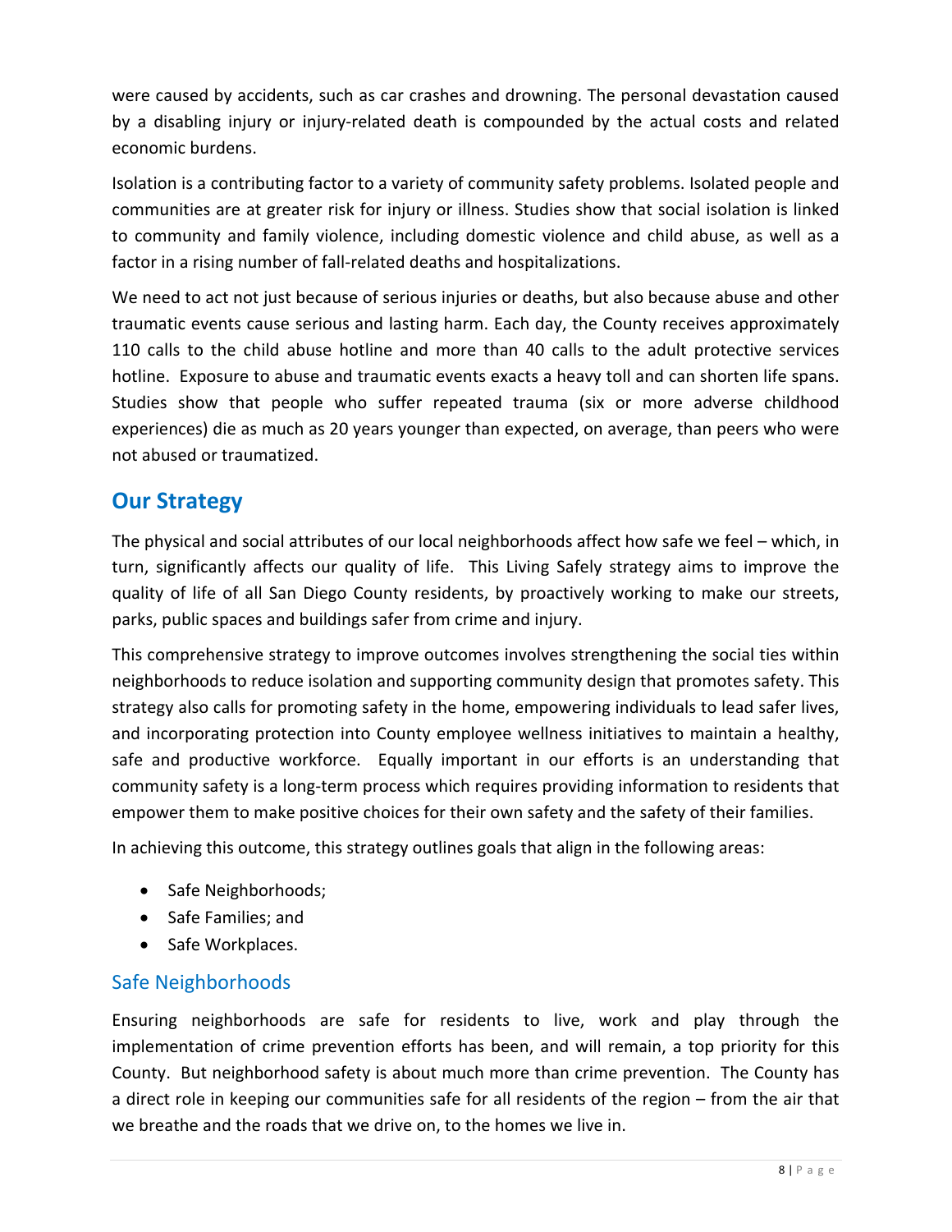were caused by accidents, such as car crashes and drowning. The personal devastation caused by a disabling injury or injury-related death is compounded by the actual costs and related economic burdens.

Isolation is a contributing factor to a variety of community safety problems. Isolated people and communities are at greater risk for injury or illness. Studies show that social isolation is linked to community and family violence, including domestic violence and child abuse, as well as a factor in a rising number of fall-related deaths and hospitalizations.

We need to act not just because of serious injuries or deaths, but also because abuse and other traumatic events cause serious and lasting harm. Each day, the County receives approximately 110 calls to the child abuse hotline and more than 40 calls to the adult protective services hotline. Exposure to abuse and traumatic events exacts a heavy toll and can shorten life spans. Studies show that people who suffer repeated trauma (six or more adverse childhood experiences) die as much as 20 years younger than expected, on average, than peers who were not abused or traumatized.

## Our Strategy

The physical and social attributes of our local neighborhoods affect how safe we feel – which, in turn, significantly affects our quality of life. This Living Safely strategy aims to improve the quality of life of all San Diego County residents, by proactively working to make our streets, parks, public spaces and buildings safer from crime and injury.

This comprehensive strategy to improve outcomes involves strengthening the social ties within neighborhoods to reduce isolation and supporting community design that promotes safety. This strategy also calls for promoting safety in the home, empowering individuals to lead safer lives, and incorporating protection into County employee wellness initiatives to maintain a healthy, safe and productive workforce. Equally important in our efforts is an understanding that community safety is a long-term process which requires providing information to residents that empower them to make positive choices for their own safety and the safety of their families.

In achieving this outcome, this strategy outlines goals that align in the following areas:

- Safe Neighborhoods;
- Safe Families; and
- Safe Workplaces.

### Safe Neighborhoods

Ensuring neighborhoods are safe for residents to live, work and play through the implementation of crime prevention efforts has been, and will remain, a top priority for this County. But neighborhood safety is about much more than crime prevention. The County has a direct role in keeping our communities safe for all residents of the region – from the air that we breathe and the roads that we drive on, to the homes we live in.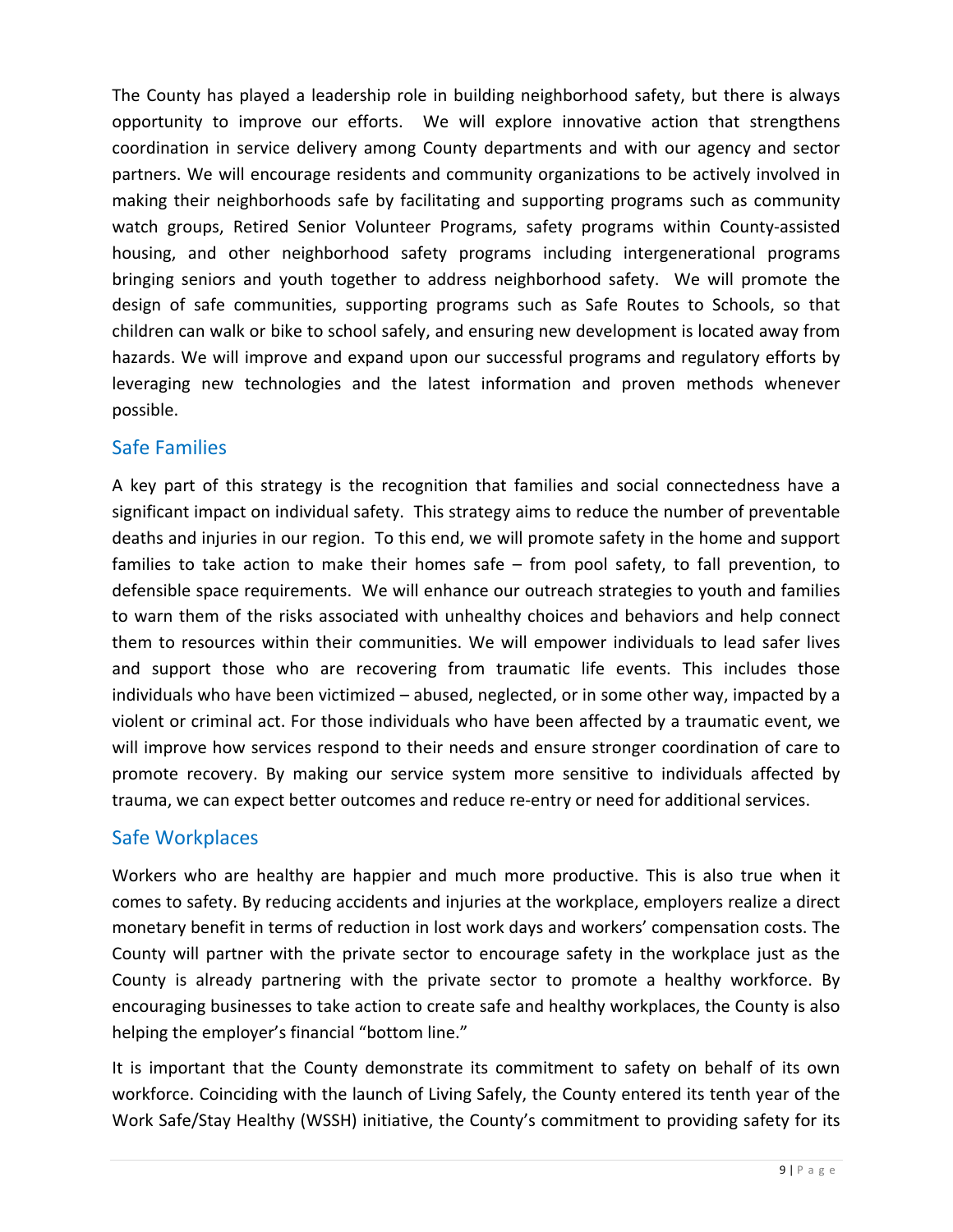The County has played a leadership role in building neighborhood safety, but there is always opportunity to improve our efforts. We will explore innovative action that strengthens coordination in service delivery among County departments and with our agency and sector partners. We will encourage residents and community organizations to be actively involved in making their neighborhoods safe by facilitating and supporting programs such as community watch groups, Retired Senior Volunteer Programs, safety programs within County-assisted housing, and other neighborhood safety programs including intergenerational programs bringing seniors and youth together to address neighborhood safety. We will promote the design of safe communities, supporting programs such as Safe Routes to Schools, so that children can walk or bike to school safely, and ensuring new development is located away from hazards. We will improve and expand upon our successful programs and regulatory efforts by leveraging new technologies and the latest information and proven methods whenever possible.

## Safe Families

A key part of this strategy is the recognition that families and social connectedness have a significant impact on individual safety. This strategy aims to reduce the number of preventable deaths and injuries in our region. To this end, we will promote safety in the home and support families to take action to make their homes safe – from pool safety, to fall prevention, to defensible space requirements. We will enhance our outreach strategies to youth and families to warn them of the risks associated with unhealthy choices and behaviors and help connect them to resources within their communities. We will empower individuals to lead safer lives and support those who are recovering from traumatic life events. This includes those individuals who have been victimized – abused, neglected, or in some other way, impacted by a violent or criminal act. For those individuals who have been affected by a traumatic event, we will improve how services respond to their needs and ensure stronger coordination of care to promote recovery. By making our service system more sensitive to individuals affected by trauma, we can expect better outcomes and reduce re-entry or need for additional services.

## Safe Workplaces

Workers who are healthy are happier and much more productive. This is also true when it comes to safety. By reducing accidents and injuries at the workplace, employers realize a direct monetary benefit in terms of reduction in lost work days and workers' compensation costs. The County will partner with the private sector to encourage safety in the workplace just as the County is already partnering with the private sector to promote a healthy workforce. By encouraging businesses to take action to create safe and healthy workplaces, the County is also helping the employer's financial "bottom line."

It is important that the County demonstrate its commitment to safety on behalf of its own workforce. Coinciding with the launch of Living Safely, the County entered its tenth year of the Work Safe/Stay Healthy (WSSH) initiative, the County's commitment to providing safety for its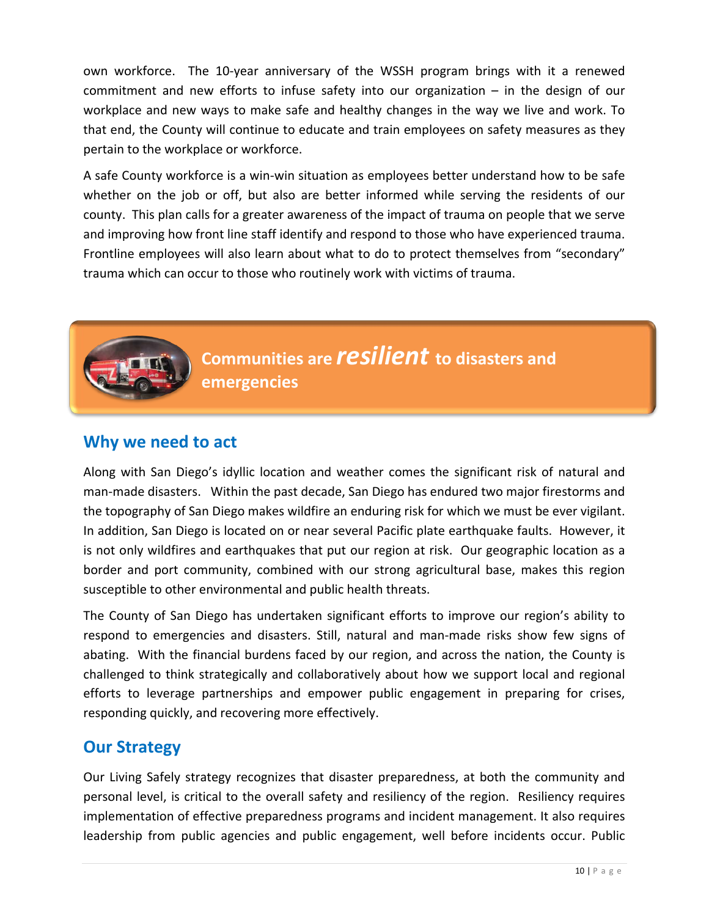own workforce. The 10-year anniversary of the WSSH program brings with it a renewed commitment and new efforts to infuse safety into our organization – in the design of our workplace and new ways to make safe and healthy changes in the way we live and work. To that end, the County will continue to educate and train employees on safety measures as they pertain to the workplace or workforce.

A safe County workforce is a win-win situation as employees better understand how to be safe whether on the job or off, but also are better informed while serving the residents of our county. This plan calls for a greater awareness of the impact of trauma on people that we serve and improving how front line staff identify and respond to those who have experienced trauma. Frontline employees will also learn about what to do to protect themselves from "secondary" trauma which can occur to those who routinely work with victims of trauma.

# Communities are *resilient* to disasters and emergencies

## Why we need to act

Along with San Diego's idyllic location and weather comes the significant risk of natural and man-made disasters. Within the past decade, San Diego has endured two major firestorms and the topography of San Diego makes wildfire an enduring risk for which we must be ever vigilant. In addition, San Diego is located on or near several Pacific plate earthquake faults. However, it is not only wildfires and earthquakes that put our region at risk. Our geographic location as a border and port community, combined with our strong agricultural base, makes this region susceptible to other environmental and public health threats.

The County of San Diego has undertaken significant efforts to improve our region's ability to respond to emergencies and disasters. Still, natural and man-made risks show few signs of abating. With the financial burdens faced by our region, and across the nation, the County is challenged to think strategically and collaboratively about how we support local and regional efforts to leverage partnerships and empower public engagement in preparing for crises, responding quickly, and recovering more effectively.

## Our Strategy

Our Living Safely strategy recognizes that disaster preparedness, at both the community and personal level, is critical to the overall safety and resiliency of the region. Resiliency requires implementation of effective preparedness programs and incident management. It also requires leadership from public agencies and public engagement, well before incidents occur. Public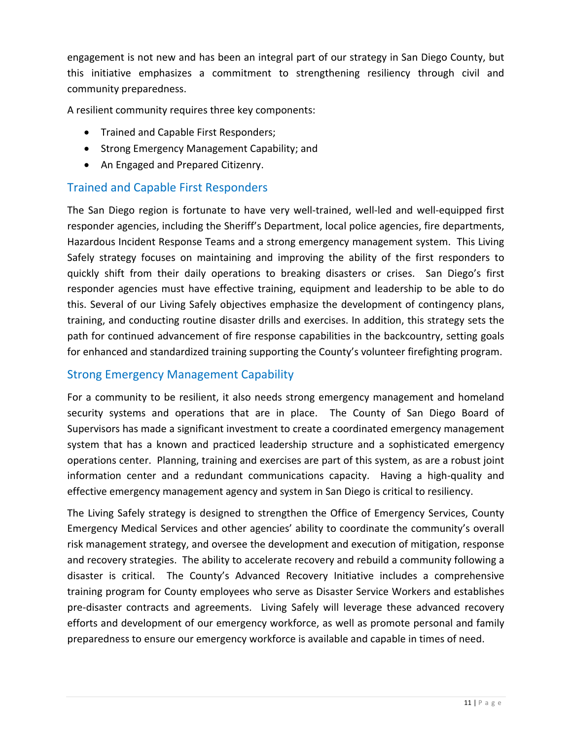engagement is not new and has been an integral part of our strategy in San Diego County, but this initiative emphasizes a commitment to strengthening resiliency through civil and community preparedness.

A resilient community requires three key components:

- Trained and Capable First Responders;
- Strong Emergency Management Capability; and
- An Engaged and Prepared Citizenry.

## Trained and Capable First Responders

The San Diego region is fortunate to have very well-trained, well-led and well-equipped first responder agencies, including the Sheriff's Department, local police agencies, fire departments, Hazardous Incident Response Teams and a strong emergency management system. This Living Safely strategy focuses on maintaining and improving the ability of the first responders to quickly shift from their daily operations to breaking disasters or crises. San Diego's first responder agencies must have effective training, equipment and leadership to be able to do this. Several of our Living Safely objectives emphasize the development of contingency plans, training, and conducting routine disaster drills and exercises. In addition, this strategy sets the path for continued advancement of fire response capabilities in the backcountry, setting goals for enhanced and standardized training supporting the County's volunteer firefighting program.

## Strong Emergency Management Capability

For a community to be resilient, it also needs strong emergency management and homeland security systems and operations that are in place. The County of San Diego Board of Supervisors has made a significant investment to create a coordinated emergency management system that has a known and practiced leadership structure and a sophisticated emergency operations center. Planning, training and exercises are part of this system, as are a robust joint information center and a redundant communications capacity. Having a high-quality and effective emergency management agency and system in San Diego is critical to resiliency.

The Living Safely strategy is designed to strengthen the Office of Emergency Services, County Emergency Medical Services and other agencies' ability to coordinate the community's overall risk management strategy, and oversee the development and execution of mitigation, response and recovery strategies. The ability to accelerate recovery and rebuild a community following a disaster is critical. The County's Advanced Recovery Initiative includes a comprehensive training program for County employees who serve as Disaster Service Workers and establishes pre-disaster contracts and agreements. Living Safely will leverage these advanced recovery efforts and development of our emergency workforce, as well as promote personal and family preparedness to ensure our emergency workforce is available and capable in times of need.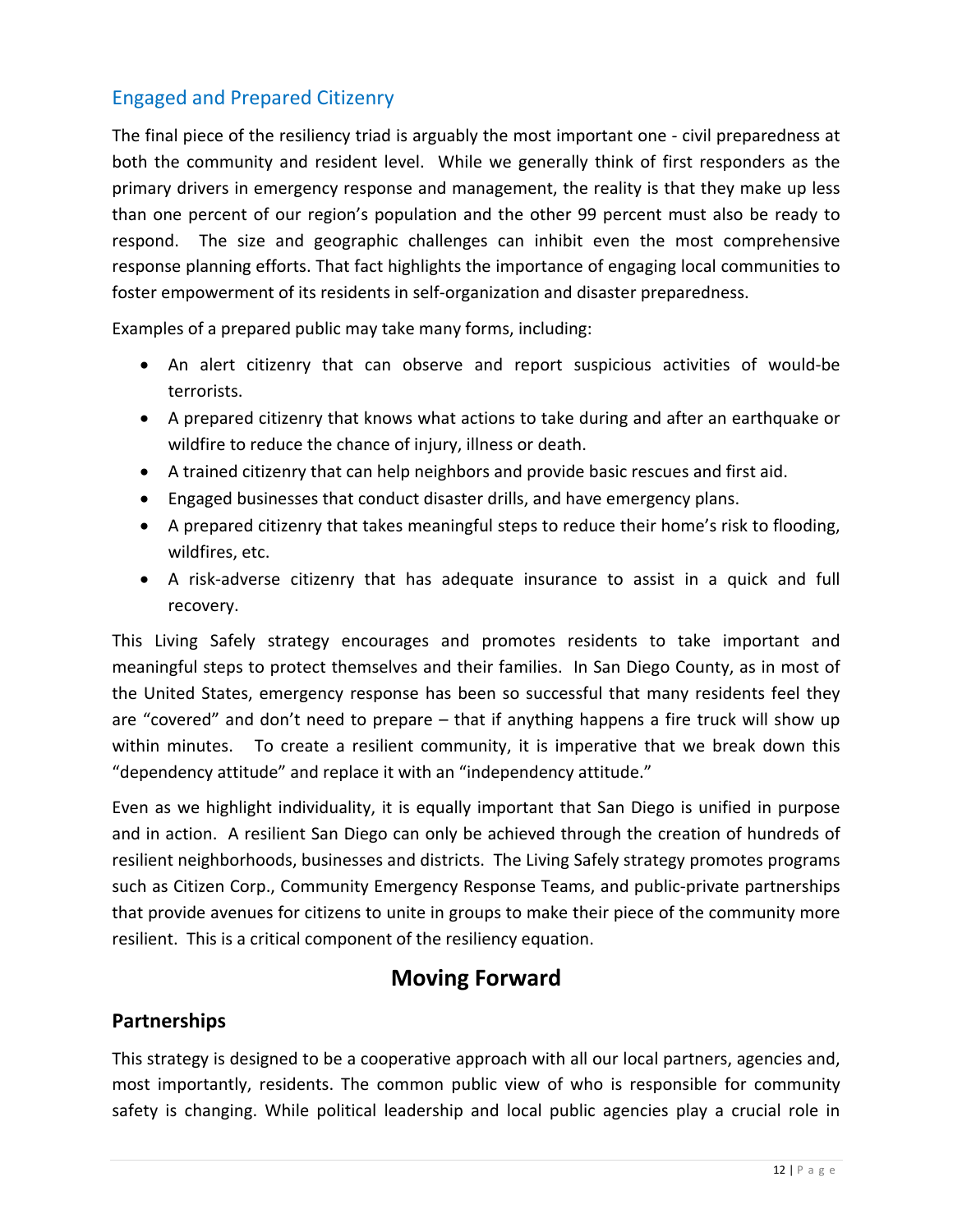## Engaged and Prepared Citizenry

The final piece of the resiliency triad is arguably the most important one - civil preparedness at both the community and resident level. While we generally think of first responders as the primary drivers in emergency response and management, the reality is that they make up less than one percent of our region's population and the other 99 percent must also be ready to respond. The size and geographic challenges can inhibit even the most comprehensive response planning efforts. That fact highlights the importance of engaging local communities to foster empowerment of its residents in self-organization and disaster preparedness.

Examples of a prepared public may take many forms, including:

- An alert citizenry that can observe and report suspicious activities of would-be terrorists.
- A prepared citizenry that knows what actions to take during and after an earthquake or wildfire to reduce the chance of injury, illness or death.
- A trained citizenry that can help neighbors and provide basic rescues and first aid.
- Engaged businesses that conduct disaster drills, and have emergency plans.
- A prepared citizenry that takes meaningful steps to reduce their home's risk to flooding, wildfires, etc.
- A risk-adverse citizenry that has adequate insurance to assist in a quick and full recovery.

This Living Safely strategy encourages and promotes residents to take important and meaningful steps to protect themselves and their families. In San Diego County, as in most of the United States, emergency response has been so successful that many residents feel they are "covered" and don't need to prepare – that if anything happens a fire truck will show up within minutes. To create a resilient community, it is imperative that we break down this "dependency attitude" and replace it with an "independency attitude."

Even as we highlight individuality, it is equally important that San Diego is unified in purpose and in action. A resilient San Diego can only be achieved through the creation of hundreds of resilient neighborhoods, businesses and districts. The Living Safely strategy promotes programs such as Citizen Corp., Community Emergency Response Teams, and public-private partnerships that provide avenues for citizens to unite in groups to make their piece of the community more resilient. This is a critical component of the resiliency equation.

# Moving Forward

## Partnerships

This strategy is designed to be a cooperative approach with all our local partners, agencies and, most importantly, residents. The common public view of who is responsible for community safety is changing. While political leadership and local public agencies play a crucial role in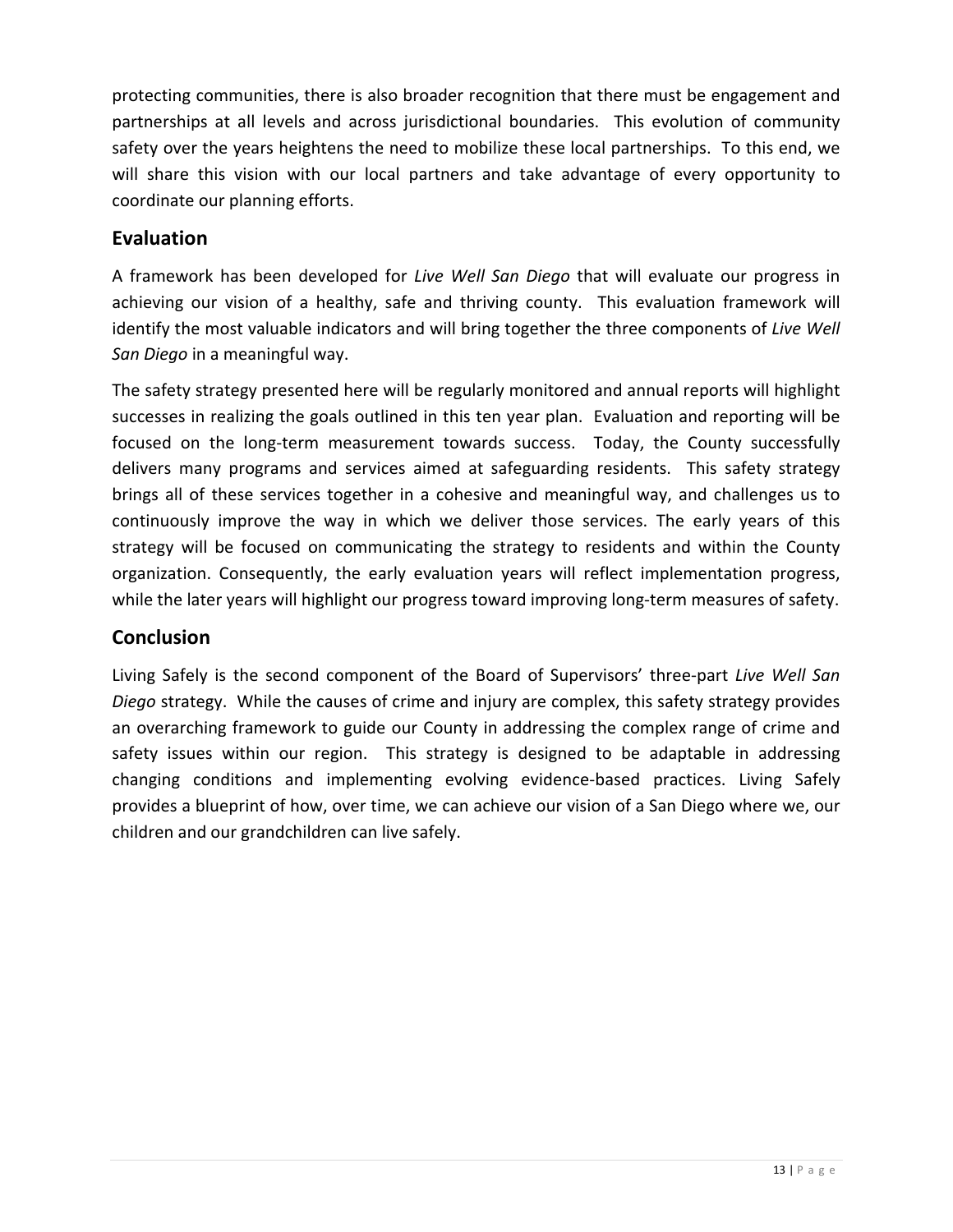protecting communities, there is also broader recognition that there must be engagement and partnerships at all levels and across jurisdictional boundaries. This evolution of community safety over the years heightens the need to mobilize these local partnerships. To this end, we will share this vision with our local partners and take advantage of every opportunity to coordinate our planning efforts.

## Evaluation

A framework has been developed for *Live Well San Diego* that will evaluate our progress in achieving our vision of a healthy, safe and thriving county. This evaluation framework will identify the most valuable indicators and will bring together the three components of *Live Well San Diego* in a meaningful way.

The safety strategy presented here will be regularly monitored and annual reports will highlight successes in realizing the goals outlined in this ten year plan. Evaluation and reporting will be focused on the long-term measurement towards success. Today, the County successfully delivers many programs and services aimed at safeguarding residents. This safety strategy brings all of these services together in a cohesive and meaningful way, and challenges us to continuously improve the way in which we deliver those services. The early years of this strategy will be focused on communicating the strategy to residents and within the County organization. Consequently, the early evaluation years will reflect implementation progress, while the later years will highlight our progress toward improving long-term measures of safety.

## Conclusion

Living Safely is the second component of the Board of Supervisors' three-part *Live Well San Diego* strategy. While the causes of crime and injury are complex, this safety strategy provides an overarching framework to guide our County in addressing the complex range of crime and safety issues within our region. This strategy is designed to be adaptable in addressing changing conditions and implementing evolving evidence-based practices. Living Safely provides a blueprint of how, over time, we can achieve our vision of a San Diego where we, our children and our grandchildren can live safely.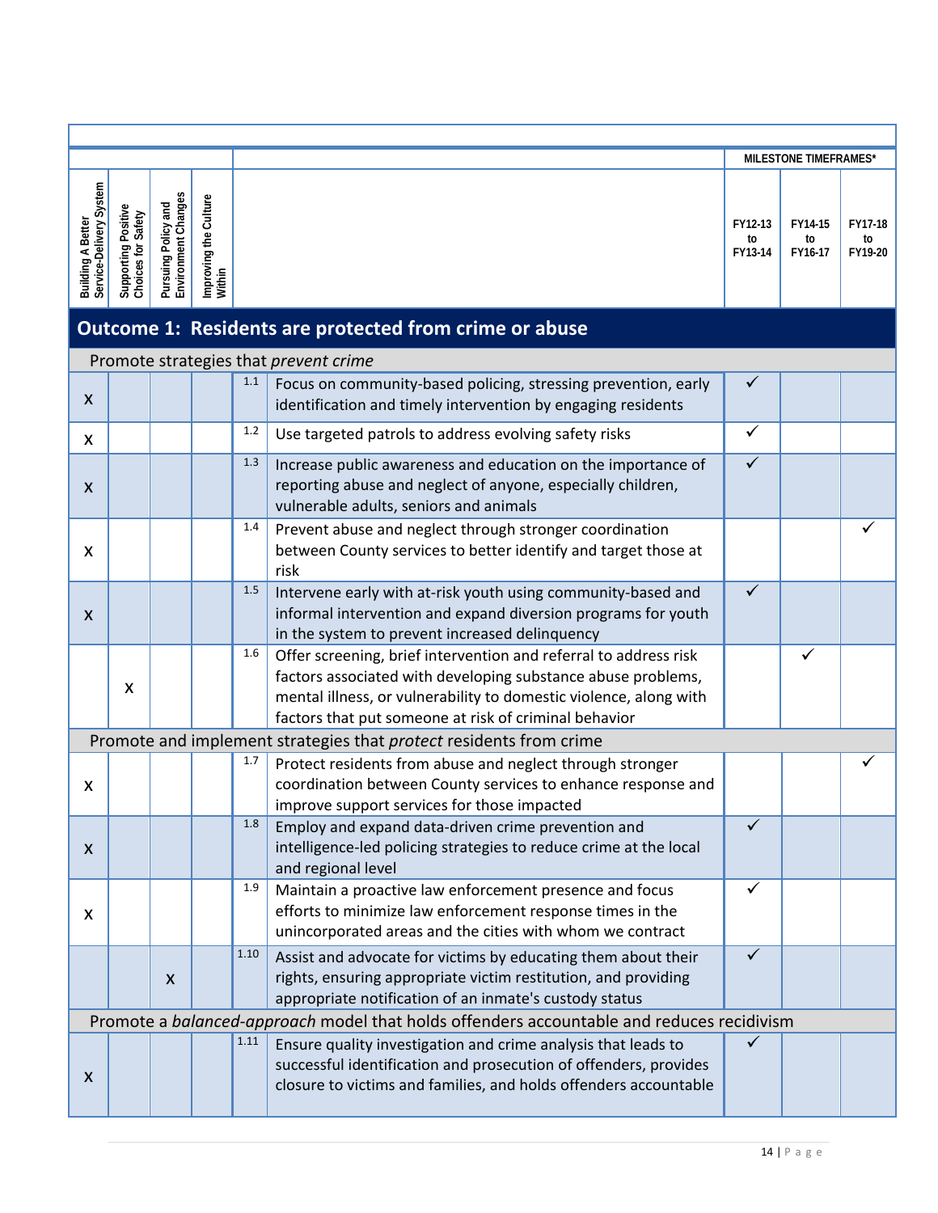| Building A Better Service-Delivery System | Supporting Positive Choices for Safety | Pursuing Policy and Environment Changes | Improving the Culture Within | | | MILESTONE TIMEFRAMES* FY12-13 to FY13-14 | FY14-15 to FY16-17 | FY17-18 to FY19-20 |
|---|---|---|---|---|---|---|---|---|
| **Outcome 1: Residents are protected from crime or abuse** | | | | | | | | |
| Promote strategies that *prevent crime* | | | | | | | | |
| X | | | | 1.1 | Focus on community-based policing, stressing prevention, early identification and timely intervention by engaging residents | ✓ | | |
| X | | | | 1.2 | Use targeted patrols to address evolving safety risks | ✓ | | |
| X | | | | 1.3 | Increase public awareness and education on the importance of reporting abuse and neglect of anyone, especially children, vulnerable adults, seniors and animals | ✓ | | |
| X | | | | 1.4 | Prevent abuse and neglect through stronger coordination between County services to better identify and target those at risk | | | ✓ |
| X | | | | 1.5 | Intervene early with at-risk youth using community-based and informal intervention and expand diversion programs for youth in the system to prevent increased delinquency | ✓ | | |
| | X | | | 1.6 | Offer screening, brief intervention and referral to address risk factors associated with developing substance abuse problems, mental illness, or vulnerability to domestic violence, along with factors that put someone at risk of criminal behavior | | ✓ | |
| Promote and implement strategies that *protect* residents from crime | | | | | | | | |
| X | | | | 1.7 | Protect residents from abuse and neglect through stronger coordination between County services to enhance response and improve support services for those impacted | | | ✓ |
| X | | | | 1.8 | Employ and expand data-driven crime prevention and intelligence-led policing strategies to reduce crime at the local and regional level | ✓ | | |
| X | | | | 1.9 | Maintain a proactive law enforcement presence and focus efforts to minimize law enforcement response times in the unincorporated areas and the cities with whom we contract | ✓ | | |
| | | X | | 1.10 | Assist and advocate for victims by educating them about their rights, ensuring appropriate victim restitution, and providing appropriate notification of an inmate's custody status | ✓ | | |
| Promote a *balanced-approach* model that holds offenders accountable and reduces recidivism | | | | | | | | |
| X | | | | 1.11 | Ensure quality investigation and crime analysis that leads to successful identification and prosecution of offenders, provides closure to victims and families, and holds offenders accountable | ✓ | | |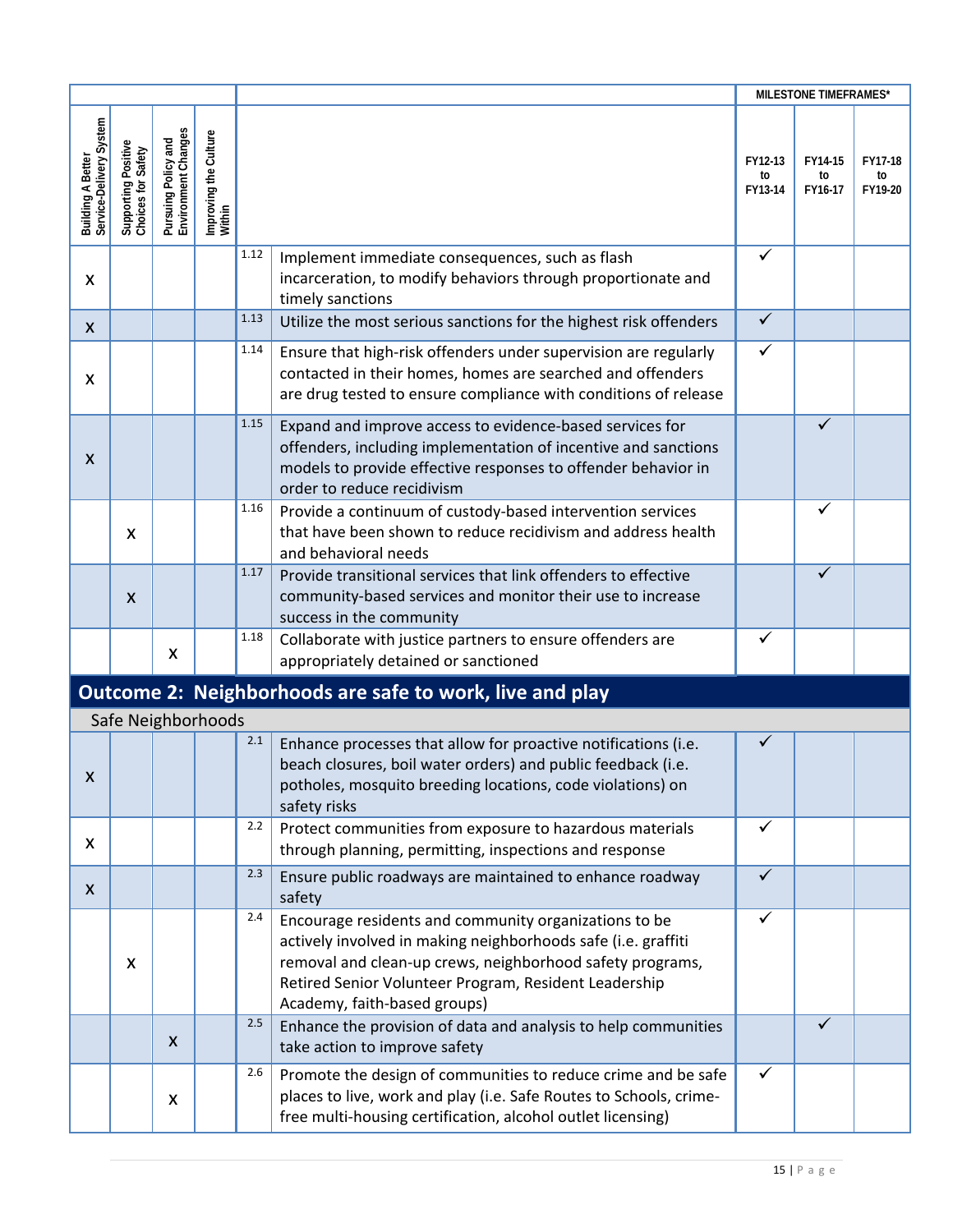| Building A Better Service-Delivery System | Supporting Positive Choices for Safety | Pursuing Policy and Environment Changes | Improving the Culture Within | | | MILESTONE TIMEFRAMES* FY12-13 to FY13-14 | FY14-15 to FY16-17 | FY17-18 to FY19-20 |
|---|---|---|---|---|---|---|---|---|
| X | | | | 1.12 | Implement immediate consequences, such as flash incarceration, to modify behaviors through proportionate and timely sanctions | ✓ | | |
| X | | | | 1.13 | Utilize the most serious sanctions for the highest risk offenders | ✓ | | |
| X | | | | 1.14 | Ensure that high-risk offenders under supervision are regularly contacted in their homes, homes are searched and offenders are drug tested to ensure compliance with conditions of release | ✓ | | |
| X | | | | 1.15 | Expand and improve access to evidence-based services for offenders, including implementation of incentive and sanctions models to provide effective responses to offender behavior in order to reduce recidivism | | ✓ | |
| | X | | | 1.16 | Provide a continuum of custody-based intervention services that have been shown to reduce recidivism and address health and behavioral needs | | ✓ | |
| | X | | | 1.17 | Provide transitional services that link offenders to effective community-based services and monitor their use to increase success in the community | | ✓ | |
| | | X | | 1.18 | Collaborate with justice partners to ensure offenders are appropriately detained or sanctioned | ✓ | | |
| **Outcome 2: Neighborhoods are safe to work, live and play** | | | | | | | | |
| Safe Neighborhoods | | | | | | | | |
| X | | | | 2.1 | Enhance processes that allow for proactive notifications (i.e. beach closures, boil water orders) and public feedback (i.e. potholes, mosquito breeding locations, code violations) on safety risks | ✓ | | |
| X | | | | 2.2 | Protect communities from exposure to hazardous materials through planning, permitting, inspections and response | ✓ | | |
| X | | | | 2.3 | Ensure public roadways are maintained to enhance roadway safety | ✓ | | |
| | X | | | 2.4 | Encourage residents and community organizations to be actively involved in making neighborhoods safe (i.e. graffiti removal and clean-up crews, neighborhood safety programs, Retired Senior Volunteer Program, Resident Leadership Academy, faith-based groups) | ✓ | | |
| | | X | | 2.5 | Enhance the provision of data and analysis to help communities take action to improve safety | | ✓ | |
| | | X | | 2.6 | Promote the design of communities to reduce crime and be safe places to live, work and play (i.e. Safe Routes to Schools, crime-free multi-housing certification, alcohol outlet licensing) | ✓ | | |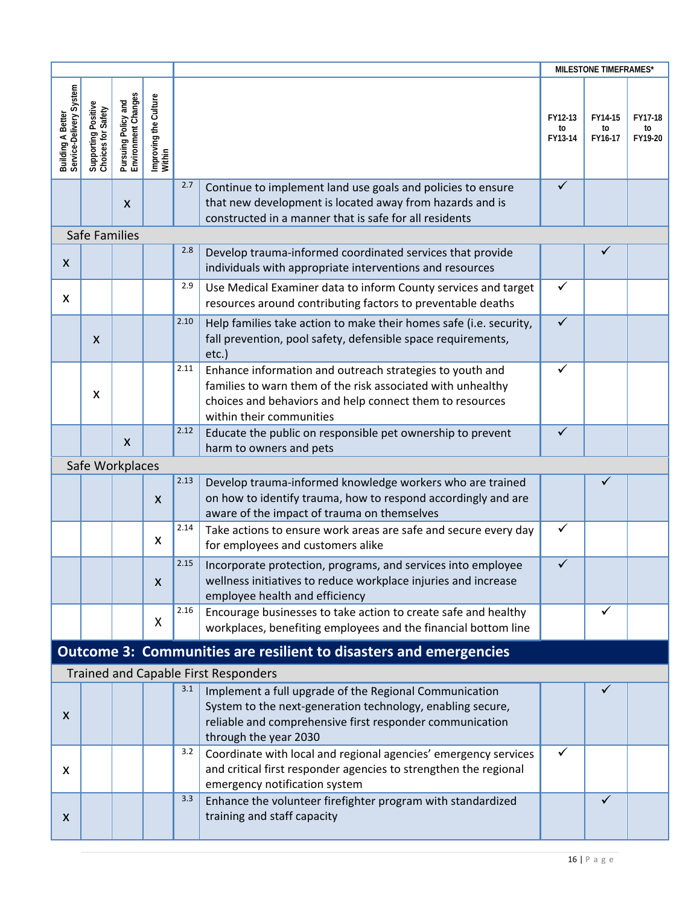| Building A Better Service-Delivery System | Supporting Positive Choices for Safety | Pursuing Policy and Environment Changes | Improving the Culture Within | | | MILESTONE TIMEFRAMES* FY12-13 to FY13-14 | FY14-15 to FY16-17 | FY17-18 to FY19-20 |
|---|---|---|---|---|---|---|---|---|
| | | X | | 2.7 | Continue to implement land use goals and policies to ensure that new development is located away from hazards and is constructed in a manner that is safe for all residents | ✓ | | |
| **Safe Families** | | | | | | | | |
| X | | | | 2.8 | Develop trauma-informed coordinated services that provide individuals with appropriate interventions and resources | | ✓ | |
| X | | | | 2.9 | Use Medical Examiner data to inform County services and target resources around contributing factors to preventable deaths | ✓ | | |
| | X | | | 2.10 | Help families take action to make their homes safe (i.e. security, fall prevention, pool safety, defensible space requirements, etc.) | ✓ | | |
| | X | | | 2.11 | Enhance information and outreach strategies to youth and families to warn them of the risk associated with unhealthy choices and behaviors and help connect them to resources within their communities | ✓ | | |
| | | X | | 2.12 | Educate the public on responsible pet ownership to prevent harm to owners and pets | ✓ | | |
| **Safe Workplaces** | | | | | | | | |
| | | | X | 2.13 | Develop trauma-informed knowledge workers who are trained on how to identify trauma, how to respond accordingly and are aware of the impact of trauma on themselves | | ✓ | |
| | | | X | 2.14 | Take actions to ensure work areas are safe and secure every day for employees and customers alike | ✓ | | |
| | | | X | 2.15 | Incorporate protection, programs, and services into employee wellness initiatives to reduce workplace injuries and increase employee health and efficiency | ✓ | | |
| | | | X | 2.16 | Encourage businesses to take action to create safe and healthy workplaces, benefiting employees and the financial bottom line | | ✓ | |
| **Outcome 3: Communities are resilient to disasters and emergencies** | | | | | | | | |
| **Trained and Capable First Responders** | | | | | | | | |
| X | | | | 3.1 | Implement a full upgrade of the Regional Communication System to the next-generation technology, enabling secure, reliable and comprehensive first responder communication through the year 2030 | | ✓ | |
| X | | | | 3.2 | Coordinate with local and regional agencies' emergency services and critical first responder agencies to strengthen the regional emergency notification system | ✓ | | |
| X | | | | 3.3 | Enhance the volunteer firefighter program with standardized training and staff capacity | | ✓ | |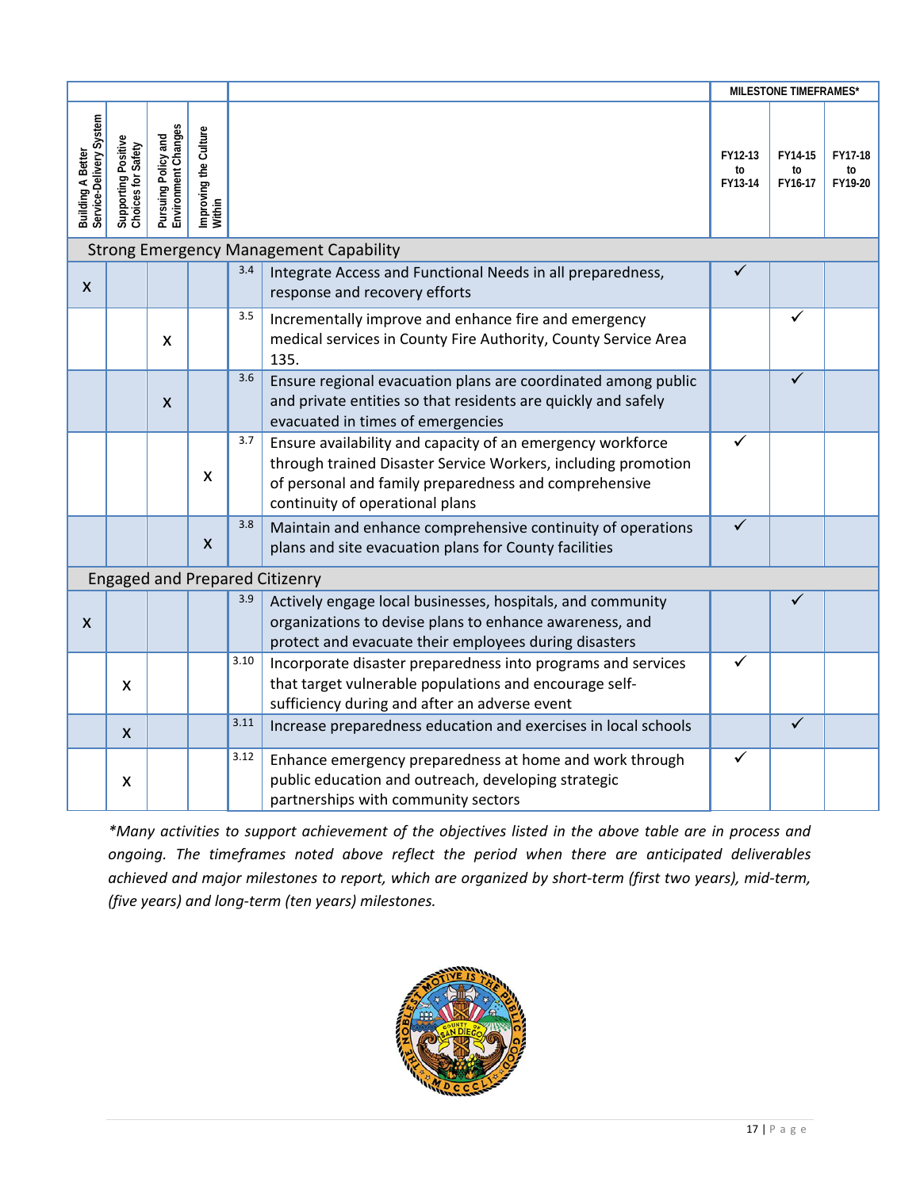| Building A Better Service-Delivery System | Supporting Positive Choices for Safety | Pursuing Policy and Environment Changes | Improving the Culture Within | | | MILESTONE TIMEFRAMES* FY12-13 to FY13-14 | FY14-15 to FY16-17 | FY17-18 to FY19-20 |
|---|---|---|---|---|---|---|---|---|
| **Strong Emergency Management Capability** | | | | | | | | |
| X | | | | 3.4 | Integrate Access and Functional Needs in all preparedness, response and recovery efforts | ✓ | | |
| | | X | | 3.5 | Incrementally improve and enhance fire and emergency medical services in County Fire Authority, County Service Area 135. | | ✓ | |
| | | X | | 3.6 | Ensure regional evacuation plans are coordinated among public and private entities so that residents are quickly and safely evacuated in times of emergencies | | ✓ | |
| | | | X | 3.7 | Ensure availability and capacity of an emergency workforce through trained Disaster Service Workers, including promotion of personal and family preparedness and comprehensive continuity of operational plans | ✓ | | |
| | | | X | 3.8 | Maintain and enhance comprehensive continuity of operations plans and site evacuation plans for County facilities | ✓ | | |
| **Engaged and Prepared Citizenry** | | | | | | | | |
| X | | | | 3.9 | Actively engage local businesses, hospitals, and community organizations to devise plans to enhance awareness, and protect and evacuate their employees during disasters | | ✓ | |
| | X | | | 3.10 | Incorporate disaster preparedness into programs and services that target vulnerable populations and encourage self-sufficiency during and after an adverse event | ✓ | | |
| | X | | | 3.11 | Increase preparedness education and exercises in local schools | | ✓ | |
| | X | | | 3.12 | Enhance emergency preparedness at home and work through public education and outreach, developing strategic partnerships with community sectors | ✓ | | |

*\*Many activities to support achievement of the objectives listed in the above table are in process and ongoing. The timeframes noted above reflect the period when there are anticipated deliverables achieved and major milestones to report, which are organized by short-term (first two years), mid-term, (five years) and long-term (ten years) milestones.*